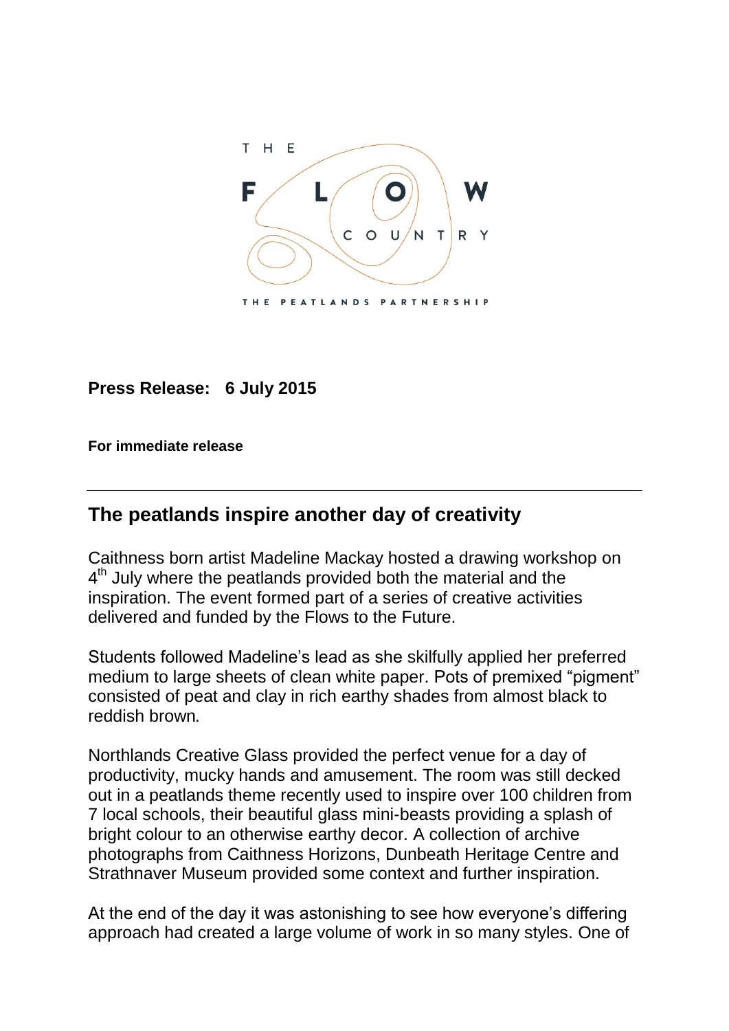THE FLOW COUNTRY

THE PEATLANDS PARTNERSHIP

**Press Release: 6 July 2015**

**For immediate release**

---

## The peatlands inspire another day of creativity

Caithness born artist Madeline Mackay hosted a drawing workshop on 4th July where the peatlands provided both the material and the inspiration. The event formed part of a series of creative activities delivered and funded by the Flows to the Future.

Students followed Madeline's lead as she skilfully applied her preferred medium to large sheets of clean white paper. Pots of premixed "pigment" consisted of peat and clay in rich earthy shades from almost black to reddish brown.

Northlands Creative Glass provided the perfect venue for a day of productivity, mucky hands and amusement. The room was still decked out in a peatlands theme recently used to inspire over 100 children from 7 local schools, their beautiful glass mini-beasts providing a splash of bright colour to an otherwise earthy decor. A collection of archive photographs from Caithness Horizons, Dunbeath Heritage Centre and Strathnaver Museum provided some context and further inspiration.

At the end of the day it was astonishing to see how everyone's differing approach had created a large volume of work in so many styles. One of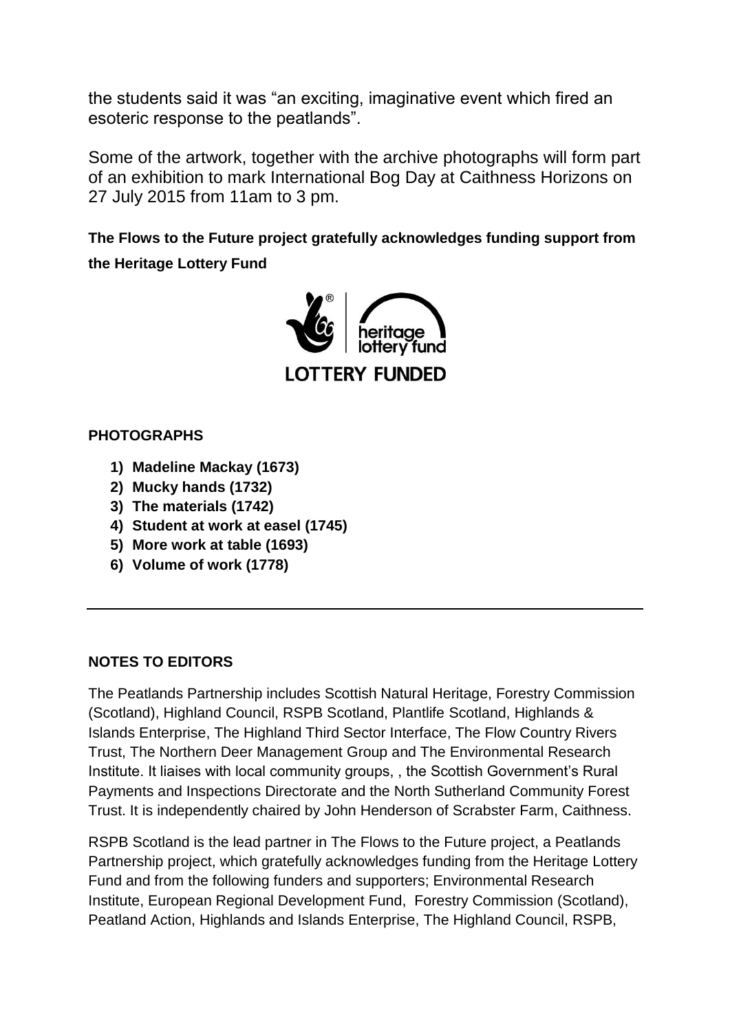the students said it was “an exciting, imaginative event which fired an esoteric response to the peatlands”.

Some of the artwork, together with the archive photographs will form part of an exhibition to mark International Bog Day at Caithness Horizons on 27 July 2015 from 11am to 3 pm.

**The Flows to the Future project gratefully acknowledges funding support from the Heritage Lottery Fund**

heritage lottery fund

LOTTERY FUNDED

**PHOTOGRAPHS**

1) **Madeline Mackay (1673)**
2) **Mucky hands (1732)**
3) **The materials (1742)**
4) **Student at work at easel (1745)**
5) **More work at table (1693)**
6) **Volume of work (1778)**

---

**NOTES TO EDITORS**

The Peatlands Partnership includes Scottish Natural Heritage, Forestry Commission (Scotland), Highland Council, RSPB Scotland, Plantlife Scotland, Highlands & Islands Enterprise, The Highland Third Sector Interface, The Flow Country Rivers Trust, The Northern Deer Management Group and The Environmental Research Institute. It liaises with local community groups, , the Scottish Government’s Rural Payments and Inspections Directorate and the North Sutherland Community Forest Trust. It is independently chaired by John Henderson of Scrabster Farm, Caithness.

RSPB Scotland is the lead partner in The Flows to the Future project, a Peatlands Partnership project, which gratefully acknowledges funding from the Heritage Lottery Fund and from the following funders and supporters; Environmental Research Institute, European Regional Development Fund, Forestry Commission (Scotland), Peatland Action, Highlands and Islands Enterprise, The Highland Council, RSPB,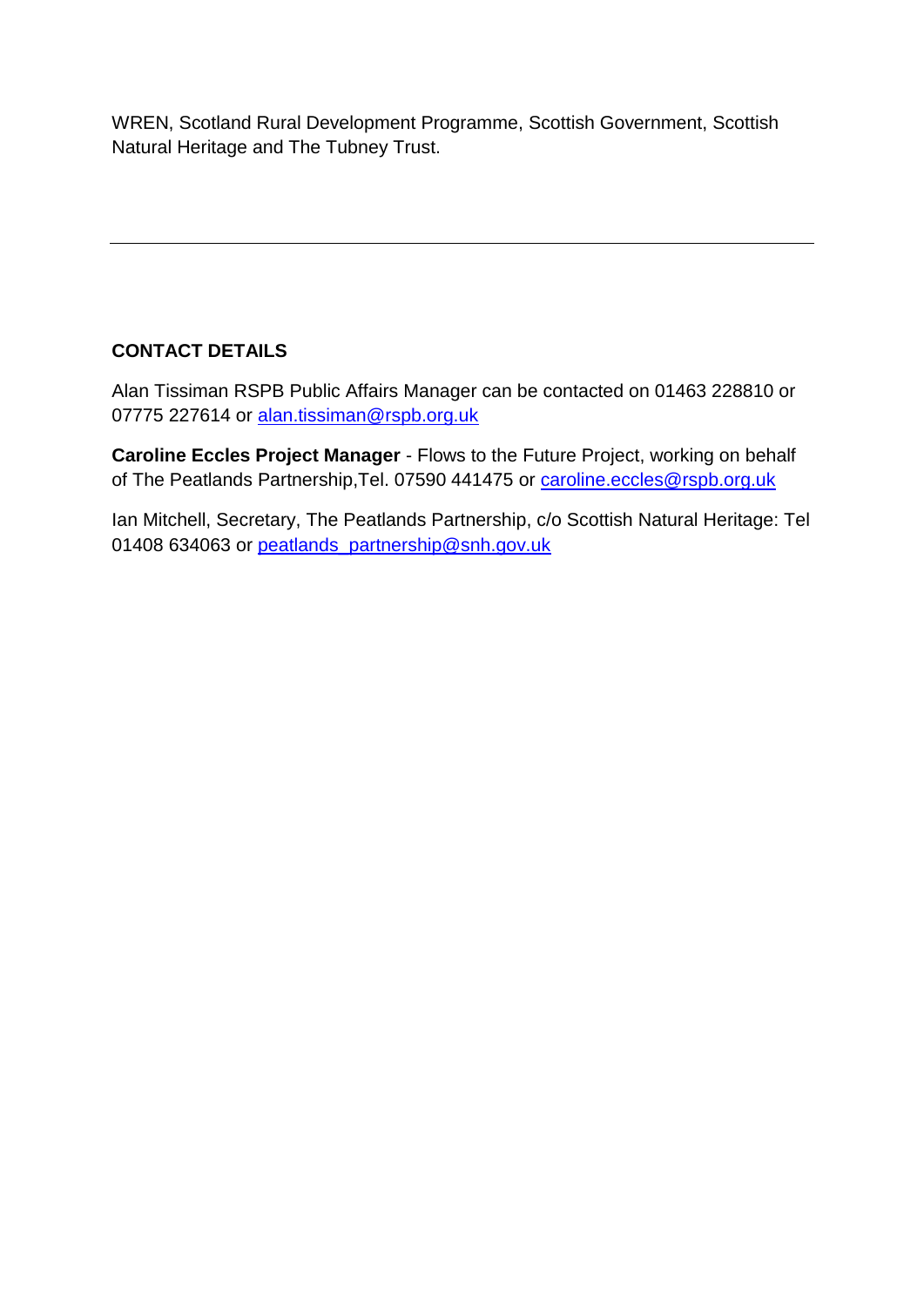WREN, Scotland Rural Development Programme, Scottish Government, Scottish Natural Heritage and The Tubney Trust.

---

**CONTACT DETAILS**

Alan Tissiman RSPB Public Affairs Manager can be contacted on 01463 228810 or 07775 227614 or alan.tissiman@rspb.org.uk

**Caroline Eccles Project Manager** - Flows to the Future Project, working on behalf of The Peatlands Partnership,Tel. 07590 441475 or caroline.eccles@rspb.org.uk

Ian Mitchell, Secretary, The Peatlands Partnership, c/o Scottish Natural Heritage: Tel 01408 634063 or peatlands_partnership@snh.gov.uk